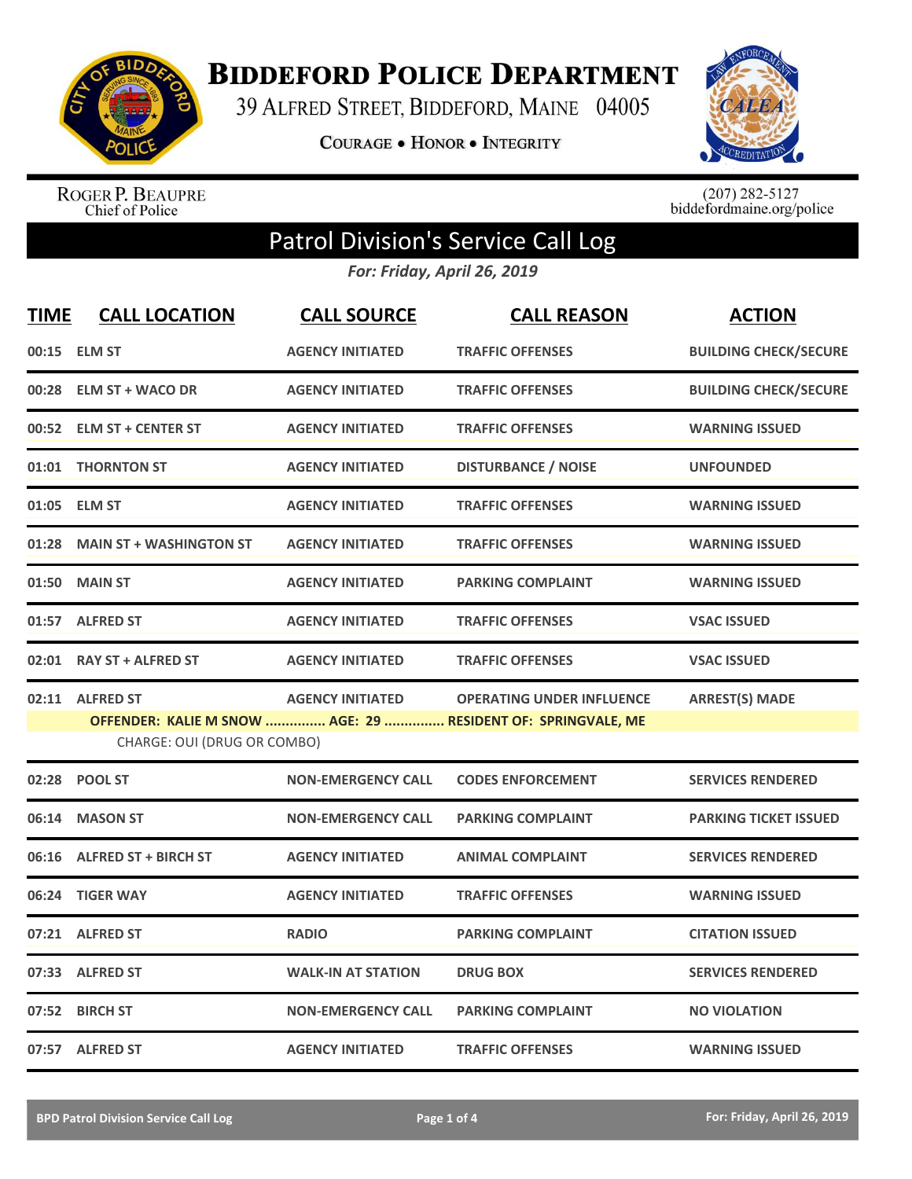# BIDDEFORD POLICE DEPARTMENT

39 ALFRED STREET, BIDDEFORD, MAINE 04005

COURAGE • HONOR • INTEGRITY

ROGER P. BEAUPRE
Chief of Police

(207) 282-5127
biddefordmaine.org/police

## Patrol Division's Service Call Log

*For: Friday, April 26, 2019*

| TIME | CALL LOCATION | CALL SOURCE | CALL REASON | ACTION |
|---|---|---|---|---|
| 00:15 | ELM ST | AGENCY INITIATED | TRAFFIC OFFENSES | BUILDING CHECK/SECURE |
| 00:28 | ELM ST + WACO DR | AGENCY INITIATED | TRAFFIC OFFENSES | BUILDING CHECK/SECURE |
| 00:52 | ELM ST + CENTER ST | AGENCY INITIATED | TRAFFIC OFFENSES | WARNING ISSUED |
| 01:01 | THORNTON ST | AGENCY INITIATED | DISTURBANCE / NOISE | UNFOUNDED |
| 01:05 | ELM ST | AGENCY INITIATED | TRAFFIC OFFENSES | WARNING ISSUED |
| 01:28 | MAIN ST + WASHINGTON ST | AGENCY INITIATED | TRAFFIC OFFENSES | WARNING ISSUED |
| 01:50 | MAIN ST | AGENCY INITIATED | PARKING COMPLAINT | WARNING ISSUED |
| 01:57 | ALFRED ST | AGENCY INITIATED | TRAFFIC OFFENSES | VSAC ISSUED |
| 02:01 | RAY ST + ALFRED ST | AGENCY INITIATED | TRAFFIC OFFENSES | VSAC ISSUED |
| 02:11 | ALFRED ST | AGENCY INITIATED | OPERATING UNDER INFLUENCE | ARREST(S) MADE |
| | **OFFENDER: KALIE M SNOW ............... AGE: 29 ............... RESIDENT OF: SPRINGVALE, ME** | | | |
| | CHARGE: OUI (DRUG OR COMBO) | | | |
| 02:28 | POOL ST | NON-EMERGENCY CALL | CODES ENFORCEMENT | SERVICES RENDERED |
| 06:14 | MASON ST | NON-EMERGENCY CALL | PARKING COMPLAINT | PARKING TICKET ISSUED |
| 06:16 | ALFRED ST + BIRCH ST | AGENCY INITIATED | ANIMAL COMPLAINT | SERVICES RENDERED |
| 06:24 | TIGER WAY | AGENCY INITIATED | TRAFFIC OFFENSES | WARNING ISSUED |
| 07:21 | ALFRED ST | RADIO | PARKING COMPLAINT | CITATION ISSUED |
| 07:33 | ALFRED ST | WALK-IN AT STATION | DRUG BOX | SERVICES RENDERED |
| 07:52 | BIRCH ST | NON-EMERGENCY CALL | PARKING COMPLAINT | NO VIOLATION |
| 07:57 | ALFRED ST | AGENCY INITIATED | TRAFFIC OFFENSES | WARNING ISSUED |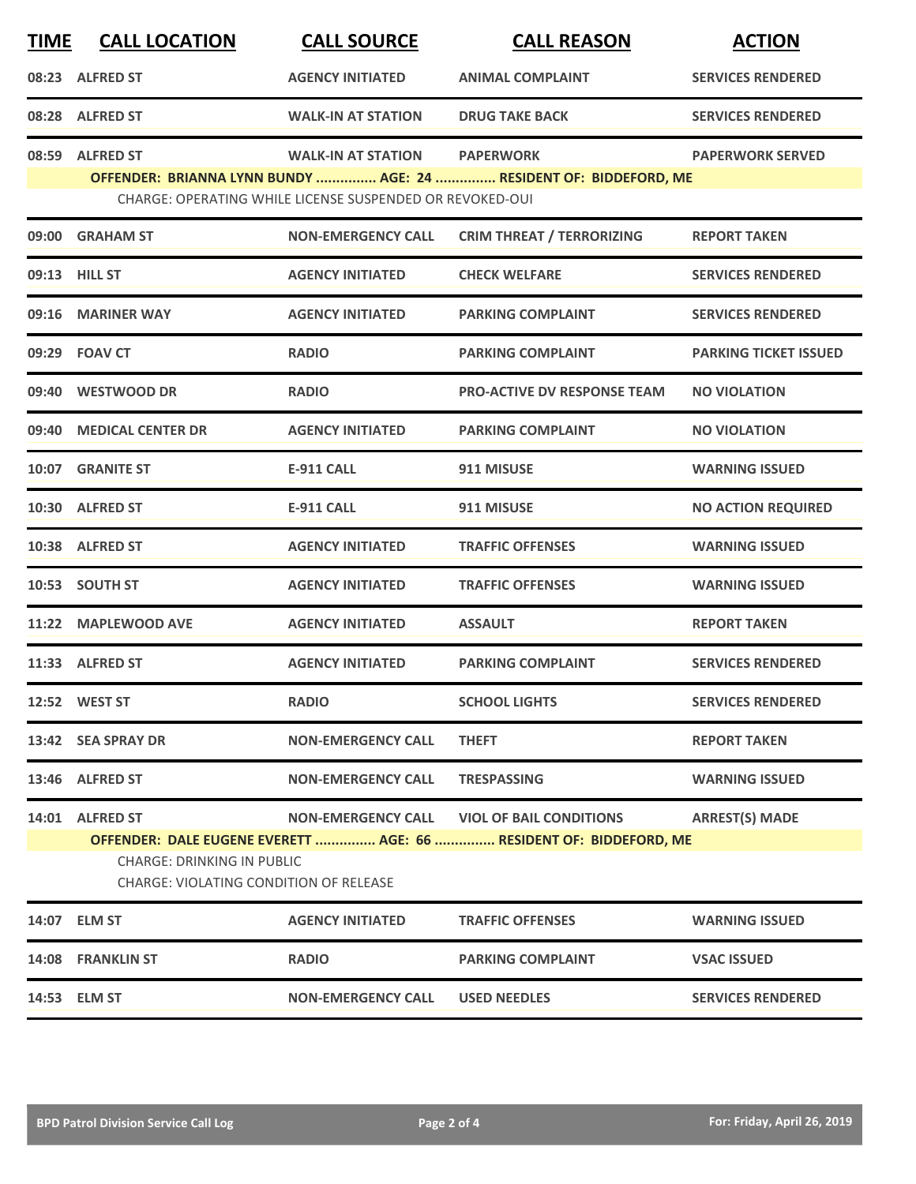| TIME | CALL LOCATION | CALL SOURCE | CALL REASON | ACTION |
|---|---|---|---|---|
| 08:23 | ALFRED ST | AGENCY INITIATED | ANIMAL COMPLAINT | SERVICES RENDERED |
| 08:28 | ALFRED ST | WALK-IN AT STATION | DRUG TAKE BACK | SERVICES RENDERED |
| 08:59 | ALFRED ST | WALK-IN AT STATION | PAPERWORK | PAPERWORK SERVED |
| | OFFENDER: BRIANNA LYNN BUNDY ............... AGE: 24 ............... RESIDENT OF: BIDDEFORD, ME | | | |
| | CHARGE: OPERATING WHILE LICENSE SUSPENDED OR REVOKED-OUI | | | |
| 09:00 | GRAHAM ST | NON-EMERGENCY CALL | CRIM THREAT / TERRORIZING | REPORT TAKEN |
| 09:13 | HILL ST | AGENCY INITIATED | CHECK WELFARE | SERVICES RENDERED |
| 09:16 | MARINER WAY | AGENCY INITIATED | PARKING COMPLAINT | SERVICES RENDERED |
| 09:29 | FOAV CT | RADIO | PARKING COMPLAINT | PARKING TICKET ISSUED |
| 09:40 | WESTWOOD DR | RADIO | PRO-ACTIVE DV RESPONSE TEAM | NO VIOLATION |
| 09:40 | MEDICAL CENTER DR | AGENCY INITIATED | PARKING COMPLAINT | NO VIOLATION |
| 10:07 | GRANITE ST | E-911 CALL | 911 MISUSE | WARNING ISSUED |
| 10:30 | ALFRED ST | E-911 CALL | 911 MISUSE | NO ACTION REQUIRED |
| 10:38 | ALFRED ST | AGENCY INITIATED | TRAFFIC OFFENSES | WARNING ISSUED |
| 10:53 | SOUTH ST | AGENCY INITIATED | TRAFFIC OFFENSES | WARNING ISSUED |
| 11:22 | MAPLEWOOD AVE | AGENCY INITIATED | ASSAULT | REPORT TAKEN |
| 11:33 | ALFRED ST | AGENCY INITIATED | PARKING COMPLAINT | SERVICES RENDERED |
| 12:52 | WEST ST | RADIO | SCHOOL LIGHTS | SERVICES RENDERED |
| 13:42 | SEA SPRAY DR | NON-EMERGENCY CALL | THEFT | REPORT TAKEN |
| 13:46 | ALFRED ST | NON-EMERGENCY CALL | TRESPASSING | WARNING ISSUED |
| 14:01 | ALFRED ST | NON-EMERGENCY CALL | VIOL OF BAIL CONDITIONS | ARREST(S) MADE |
| | OFFENDER: DALE EUGENE EVERETT ............... AGE: 66 ............... RESIDENT OF: BIDDEFORD, ME | | | |
| | CHARGE: DRINKING IN PUBLIC | | | |
| | CHARGE: VIOLATING CONDITION OF RELEASE | | | |
| 14:07 | ELM ST | AGENCY INITIATED | TRAFFIC OFFENSES | WARNING ISSUED |
| 14:08 | FRANKLIN ST | RADIO | PARKING COMPLAINT | VSAC ISSUED |
| 14:53 | ELM ST | NON-EMERGENCY CALL | USED NEEDLES | SERVICES RENDERED |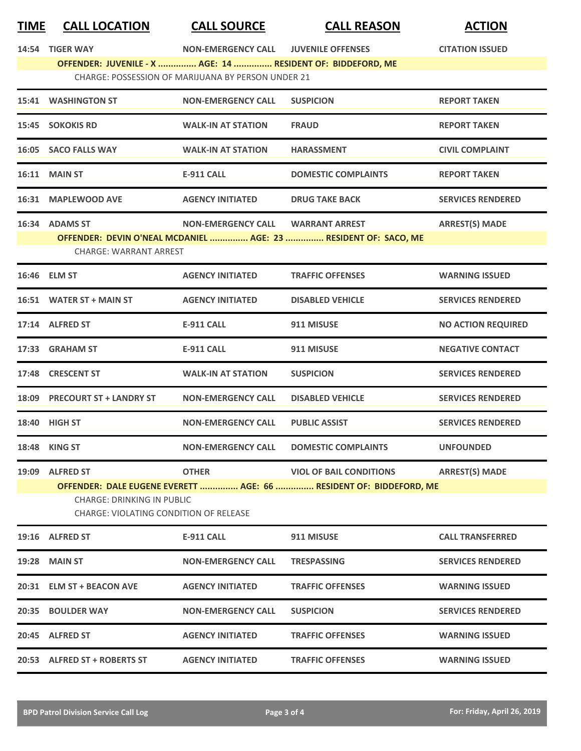| TIME | CALL LOCATION | CALL SOURCE | CALL REASON | ACTION |
|---|---|---|---|---|
| 14:54 | TIGER WAY | NON-EMERGENCY CALL | JUVENILE OFFENSES | CITATION ISSUED |
| | OFFENDER: JUVENILE - X ............... AGE: 14 ............... RESIDENT OF: BIDDEFORD, ME | | | |
| | CHARGE: POSSESSION OF MARIJUANA BY PERSON UNDER 21 | | | |
| 15:41 | WASHINGTON ST | NON-EMERGENCY CALL | SUSPICION | REPORT TAKEN |
| 15:45 | SOKOKIS RD | WALK-IN AT STATION | FRAUD | REPORT TAKEN |
| 16:05 | SACO FALLS WAY | WALK-IN AT STATION | HARASSMENT | CIVIL COMPLAINT |
| 16:11 | MAIN ST | E-911 CALL | DOMESTIC COMPLAINTS | REPORT TAKEN |
| 16:31 | MAPLEWOOD AVE | AGENCY INITIATED | DRUG TAKE BACK | SERVICES RENDERED |
| 16:34 | ADAMS ST | NON-EMERGENCY CALL | WARRANT ARREST | ARREST(S) MADE |
| | OFFENDER: DEVIN O'NEAL MCDANIEL ............... AGE: 23 ............... RESIDENT OF: SACO, ME | | | |
| | CHARGE: WARRANT ARREST | | | |
| 16:46 | ELM ST | AGENCY INITIATED | TRAFFIC OFFENSES | WARNING ISSUED |
| 16:51 | WATER ST + MAIN ST | AGENCY INITIATED | DISABLED VEHICLE | SERVICES RENDERED |
| 17:14 | ALFRED ST | E-911 CALL | 911 MISUSE | NO ACTION REQUIRED |
| 17:33 | GRAHAM ST | E-911 CALL | 911 MISUSE | NEGATIVE CONTACT |
| 17:48 | CRESCENT ST | WALK-IN AT STATION | SUSPICION | SERVICES RENDERED |
| 18:09 | PRECOURT ST + LANDRY ST | NON-EMERGENCY CALL | DISABLED VEHICLE | SERVICES RENDERED |
| 18:40 | HIGH ST | NON-EMERGENCY CALL | PUBLIC ASSIST | SERVICES RENDERED |
| 18:48 | KING ST | NON-EMERGENCY CALL | DOMESTIC COMPLAINTS | UNFOUNDED |
| 19:09 | ALFRED ST | OTHER | VIOL OF BAIL CONDITIONS | ARREST(S) MADE |
| | OFFENDER: DALE EUGENE EVERETT ............... AGE: 66 ............... RESIDENT OF: BIDDEFORD, ME | | | |
| | CHARGE: DRINKING IN PUBLIC | | | |
| | CHARGE: VIOLATING CONDITION OF RELEASE | | | |
| 19:16 | ALFRED ST | E-911 CALL | 911 MISUSE | CALL TRANSFERRED |
| 19:28 | MAIN ST | NON-EMERGENCY CALL | TRESPASSING | SERVICES RENDERED |
| 20:31 | ELM ST + BEACON AVE | AGENCY INITIATED | TRAFFIC OFFENSES | WARNING ISSUED |
| 20:35 | BOULDER WAY | NON-EMERGENCY CALL | SUSPICION | SERVICES RENDERED |
| 20:45 | ALFRED ST | AGENCY INITIATED | TRAFFIC OFFENSES | WARNING ISSUED |
| 20:53 | ALFRED ST + ROBERTS ST | AGENCY INITIATED | TRAFFIC OFFENSES | WARNING ISSUED |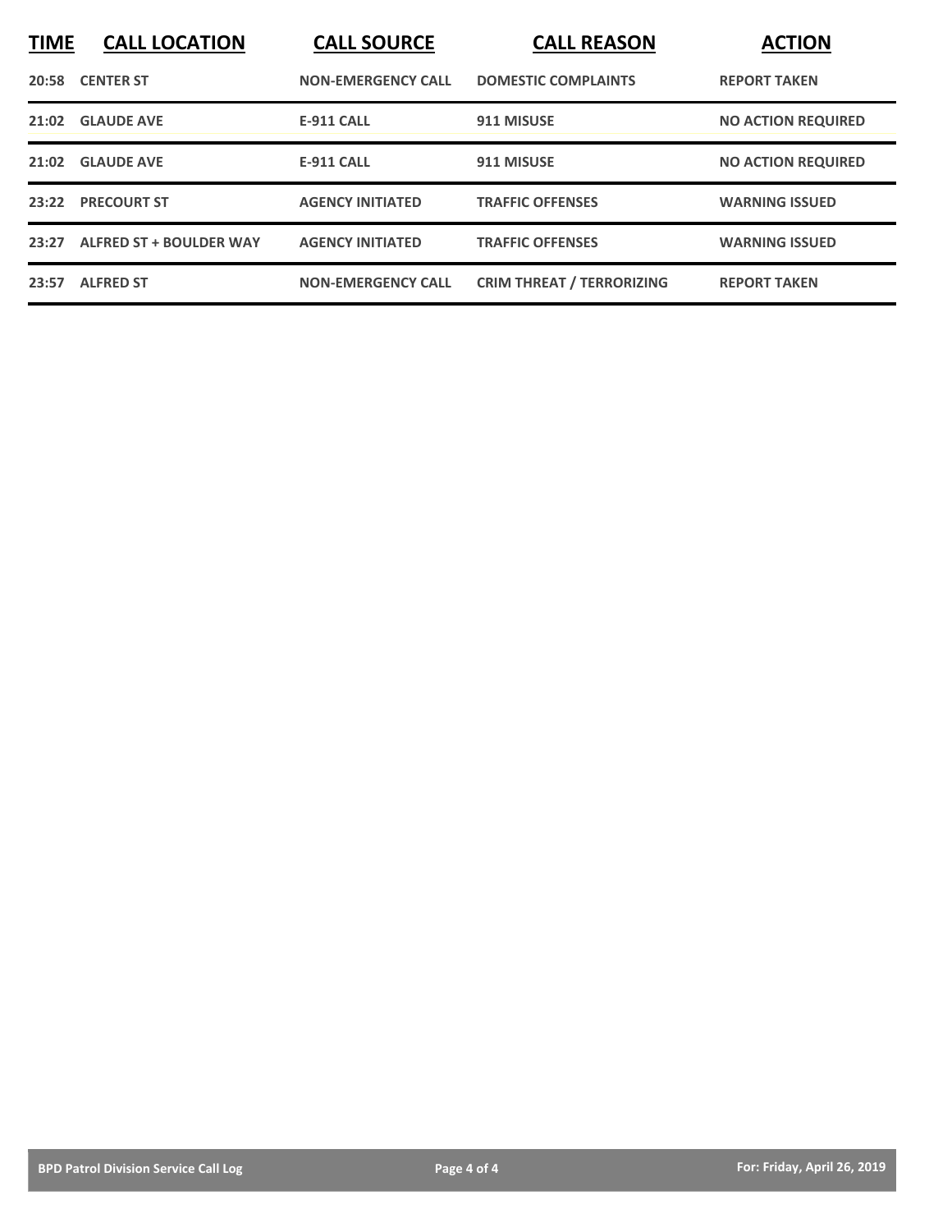| TIME | CALL LOCATION | CALL SOURCE | CALL REASON | ACTION |
| --- | --- | --- | --- | --- |
| 20:58 | CENTER ST | NON-EMERGENCY CALL | DOMESTIC COMPLAINTS | REPORT TAKEN |
| 21:02 | GLAUDE AVE | E-911 CALL | 911 MISUSE | NO ACTION REQUIRED |
| 21:02 | GLAUDE AVE | E-911 CALL | 911 MISUSE | NO ACTION REQUIRED |
| 23:22 | PRECOURT ST | AGENCY INITIATED | TRAFFIC OFFENSES | WARNING ISSUED |
| 23:27 | ALFRED ST + BOULDER WAY | AGENCY INITIATED | TRAFFIC OFFENSES | WARNING ISSUED |
| 23:57 | ALFRED ST | NON-EMERGENCY CALL | CRIM THREAT / TERRORIZING | REPORT TAKEN |